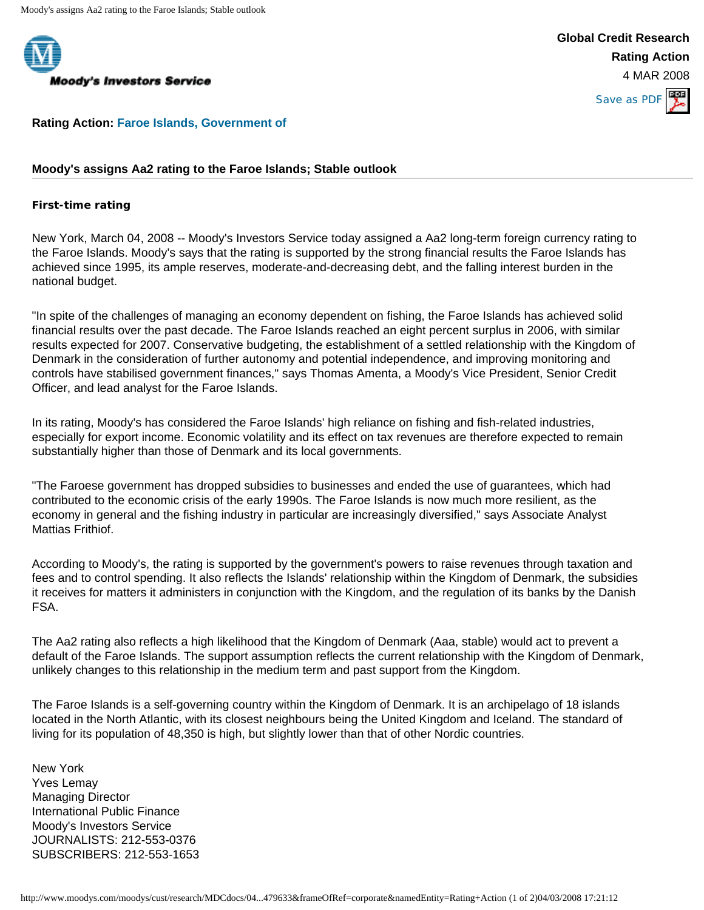Moody's Investors Service

**Global Credit Research**
**Rating Action**
4 MAR 2008

Save as PDF

**Rating Action:** Faroe Islands, Government of

## Moody's assigns Aa2 rating to the Faroe Islands; Stable outlook

**First-time rating**

New York, March 04, 2008 -- Moody's Investors Service today assigned a Aa2 long-term foreign currency rating to the Faroe Islands. Moody's says that the rating is supported by the strong financial results the Faroe Islands has achieved since 1995, its ample reserves, moderate-and-decreasing debt, and the falling interest burden in the national budget.

"In spite of the challenges of managing an economy dependent on fishing, the Faroe Islands has achieved solid financial results over the past decade. The Faroe Islands reached an eight percent surplus in 2006, with similar results expected for 2007. Conservative budgeting, the establishment of a settled relationship with the Kingdom of Denmark in the consideration of further autonomy and potential independence, and improving monitoring and controls have stabilised government finances," says Thomas Amenta, a Moody's Vice President, Senior Credit Officer, and lead analyst for the Faroe Islands.

In its rating, Moody's has considered the Faroe Islands' high reliance on fishing and fish-related industries, especially for export income. Economic volatility and its effect on tax revenues are therefore expected to remain substantially higher than those of Denmark and its local governments.

"The Faroese government has dropped subsidies to businesses and ended the use of guarantees, which had contributed to the economic crisis of the early 1990s. The Faroe Islands is now much more resilient, as the economy in general and the fishing industry in particular are increasingly diversified," says Associate Analyst Mattias Frithiof.

According to Moody's, the rating is supported by the government's powers to raise revenues through taxation and fees and to control spending. It also reflects the Islands' relationship within the Kingdom of Denmark, the subsidies it receives for matters it administers in conjunction with the Kingdom, and the regulation of its banks by the Danish FSA.

The Aa2 rating also reflects a high likelihood that the Kingdom of Denmark (Aaa, stable) would act to prevent a default of the Faroe Islands. The support assumption reflects the current relationship with the Kingdom of Denmark, unlikely changes to this relationship in the medium term and past support from the Kingdom.

The Faroe Islands is a self-governing country within the Kingdom of Denmark. It is an archipelago of 18 islands located in the North Atlantic, with its closest neighbours being the United Kingdom and Iceland. The standard of living for its population of 48,350 is high, but slightly lower than that of other Nordic countries.

New York
Yves Lemay
Managing Director
International Public Finance
Moody's Investors Service
JOURNALISTS: 212-553-0376
SUBSCRIBERS: 212-553-1653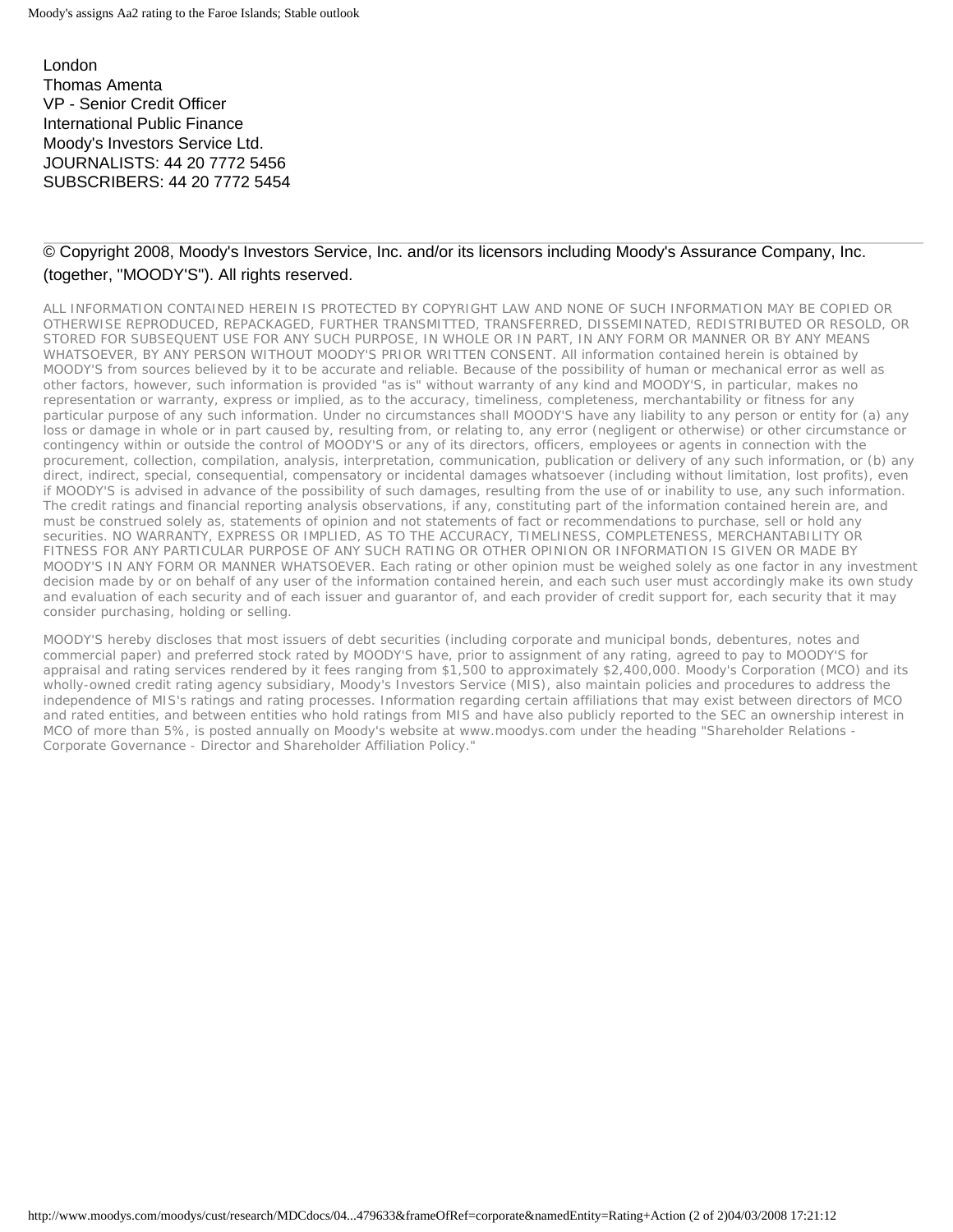London
Thomas Amenta
VP - Senior Credit Officer
International Public Finance
Moody's Investors Service Ltd.
JOURNALISTS: 44 20 7772 5456
SUBSCRIBERS: 44 20 7772 5454

---

© Copyright 2008, Moody's Investors Service, Inc. and/or its licensors including Moody's Assurance Company, Inc. (together, "MOODY'S"). All rights reserved.

ALL INFORMATION CONTAINED HEREIN IS PROTECTED BY COPYRIGHT LAW AND NONE OF SUCH INFORMATION MAY BE COPIED OR OTHERWISE REPRODUCED, REPACKAGED, FURTHER TRANSMITTED, TRANSFERRED, DISSEMINATED, REDISTRIBUTED OR RESOLD, OR STORED FOR SUBSEQUENT USE FOR ANY SUCH PURPOSE, IN WHOLE OR IN PART, IN ANY FORM OR MANNER OR BY ANY MEANS WHATSOEVER, BY ANY PERSON WITHOUT MOODY'S PRIOR WRITTEN CONSENT. All information contained herein is obtained by MOODY'S from sources believed by it to be accurate and reliable. Because of the possibility of human or mechanical error as well as other factors, however, such information is provided "as is" without warranty of any kind and MOODY'S, in particular, makes no representation or warranty, express or implied, as to the accuracy, timeliness, completeness, merchantability or fitness for any particular purpose of any such information. Under no circumstances shall MOODY'S have any liability to any person or entity for (a) any loss or damage in whole or in part caused by, resulting from, or relating to, any error (negligent or otherwise) or other circumstance or contingency within or outside the control of MOODY'S or any of its directors, officers, employees or agents in connection with the procurement, collection, compilation, analysis, interpretation, communication, publication or delivery of any such information, or (b) any direct, indirect, special, consequential, compensatory or incidental damages whatsoever (including without limitation, lost profits), even if MOODY'S is advised in advance of the possibility of such damages, resulting from the use of or inability to use, any such information. The credit ratings and financial reporting analysis observations, if any, constituting part of the information contained herein are, and must be construed solely as, statements of opinion and not statements of fact or recommendations to purchase, sell or hold any securities. NO WARRANTY, EXPRESS OR IMPLIED, AS TO THE ACCURACY, TIMELINESS, COMPLETENESS, MERCHANTABILITY OR FITNESS FOR ANY PARTICULAR PURPOSE OF ANY SUCH RATING OR OTHER OPINION OR INFORMATION IS GIVEN OR MADE BY MOODY'S IN ANY FORM OR MANNER WHATSOEVER. Each rating or other opinion must be weighed solely as one factor in any investment decision made by or on behalf of any user of the information contained herein, and each such user must accordingly make its own study and evaluation of each security and of each issuer and guarantor of, and each provider of credit support for, each security that it may consider purchasing, holding or selling.

MOODY'S hereby discloses that most issuers of debt securities (including corporate and municipal bonds, debentures, notes and commercial paper) and preferred stock rated by MOODY'S have, prior to assignment of any rating, agreed to pay to MOODY'S for appraisal and rating services rendered by it fees ranging from $1,500 to approximately $2,400,000. Moody's Corporation (MCO) and its wholly-owned credit rating agency subsidiary, Moody's Investors Service (MIS), also maintain policies and procedures to address the independence of MIS's ratings and rating processes. Information regarding certain affiliations that may exist between directors of MCO and rated entities, and between entities who hold ratings from MIS and have also publicly reported to the SEC an ownership interest in MCO of more than 5%, is posted annually on Moody's website at www.moodys.com under the heading "Shareholder Relations - Corporate Governance - Director and Shareholder Affiliation Policy."